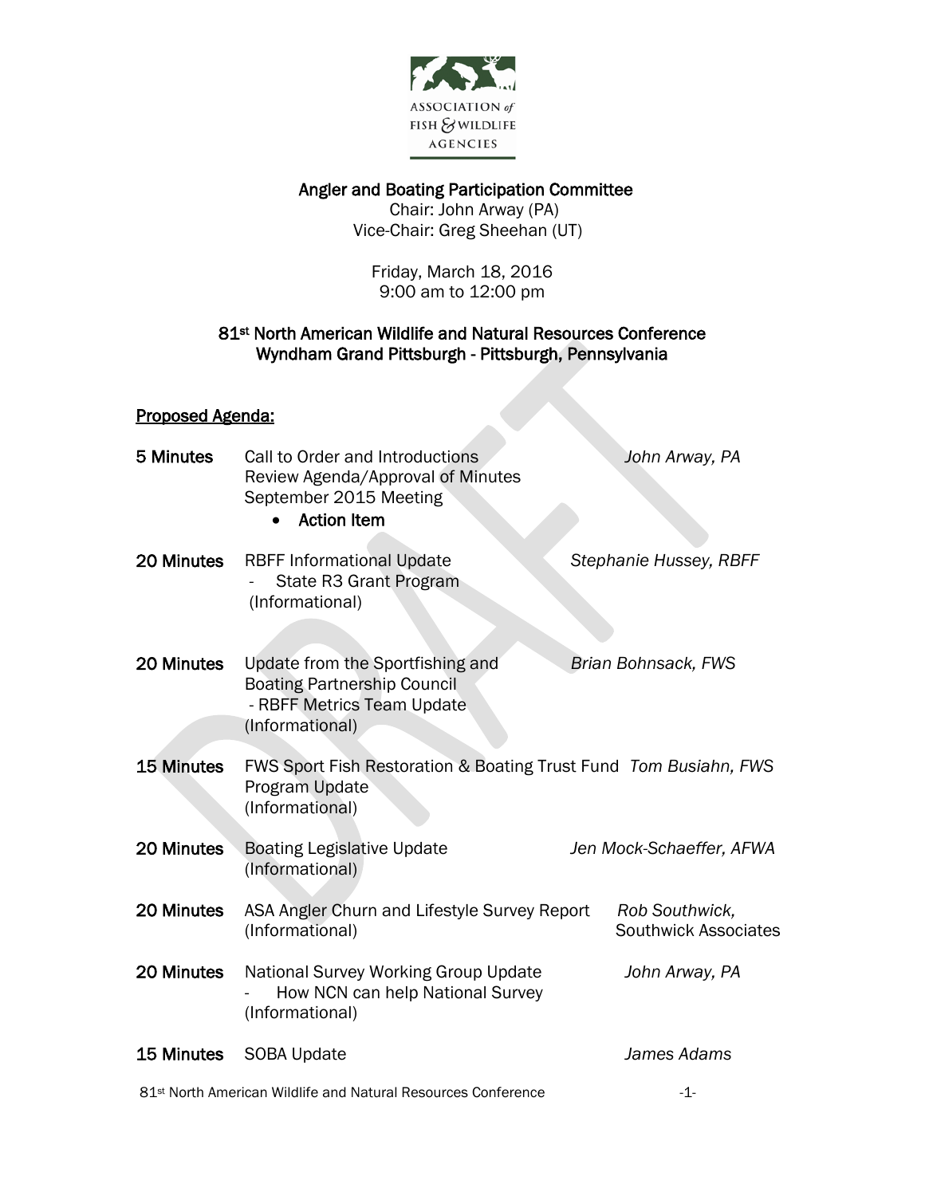ASSOCIATION of FISH & WILDLIFE AGENCIES

# Angler and Boating Participation Committee

Chair: John Arway (PA)
Vice-Chair: Greg Sheehan (UT)

Friday, March 18, 2016
9:00 am to 12:00 pm

## 81st North American Wildlife and Natural Resources Conference
## Wyndham Grand Pittsburgh - Pittsburgh, Pennsylvania

DRAFT

**Proposed Agenda:**

| | | |
|---|---|---|
| **5 Minutes** | Call to Order and Introductions<br>Review Agenda/Approval of Minutes<br>September 2015 Meeting<br>• **Action Item** | *John Arway, PA* |
| **20 Minutes** | RBFF Informational Update<br>- State R3 Grant Program<br>(Informational) | *Stephanie Hussey, RBFF* |
| **20 Minutes** | Update from the Sportfishing and Boating Partnership Council<br>- RBFF Metrics Team Update<br>(Informational) | *Brian Bohnsack, FWS* |
| **15 Minutes** | FWS Sport Fish Restoration & Boating Trust Fund Program Update<br>(Informational) | *Tom Busiahn, FWS* |
| **20 Minutes** | Boating Legislative Update<br>(Informational) | *Jen Mock-Schaeffer, AFWA* |
| **20 Minutes** | ASA Angler Churn and Lifestyle Survey Report<br>(Informational) | *Rob Southwick,* Southwick Associates |
| **20 Minutes** | National Survey Working Group Update<br>- How NCN can help National Survey<br>(Informational) | *John Arway, PA* |
| **15 Minutes** | SOBA Update | *James Adams* |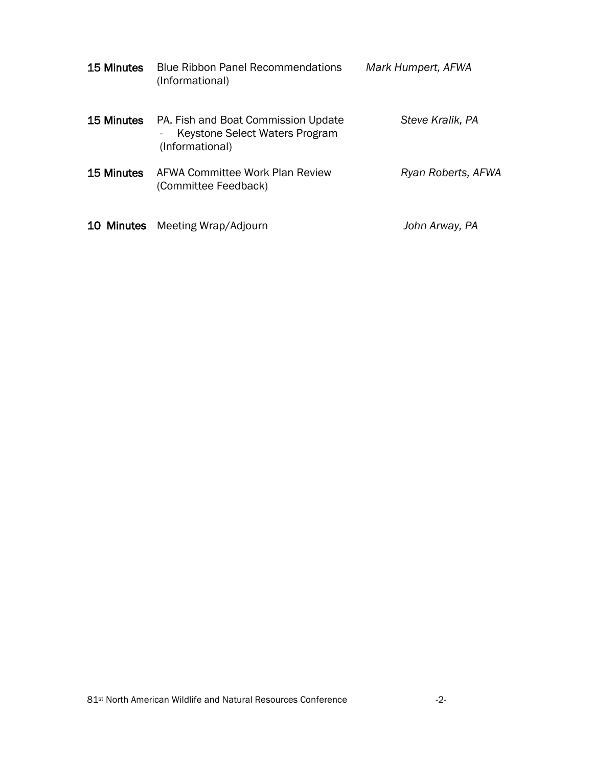| | | |
|---|---|---|
| **15 Minutes** | Blue Ribbon Panel Recommendations (Informational) | *Mark Humpert, AFWA* |
| **15 Minutes** | PA. Fish and Boat Commission Update<br>- Keystone Select Waters Program<br>(Informational) | *Steve Kralik, PA* |
| **15 Minutes** | AFWA Committee Work Plan Review (Committee Feedback) | *Ryan Roberts, AFWA* |
| **10 Minutes** | Meeting Wrap/Adjourn | *John Arway, PA* |